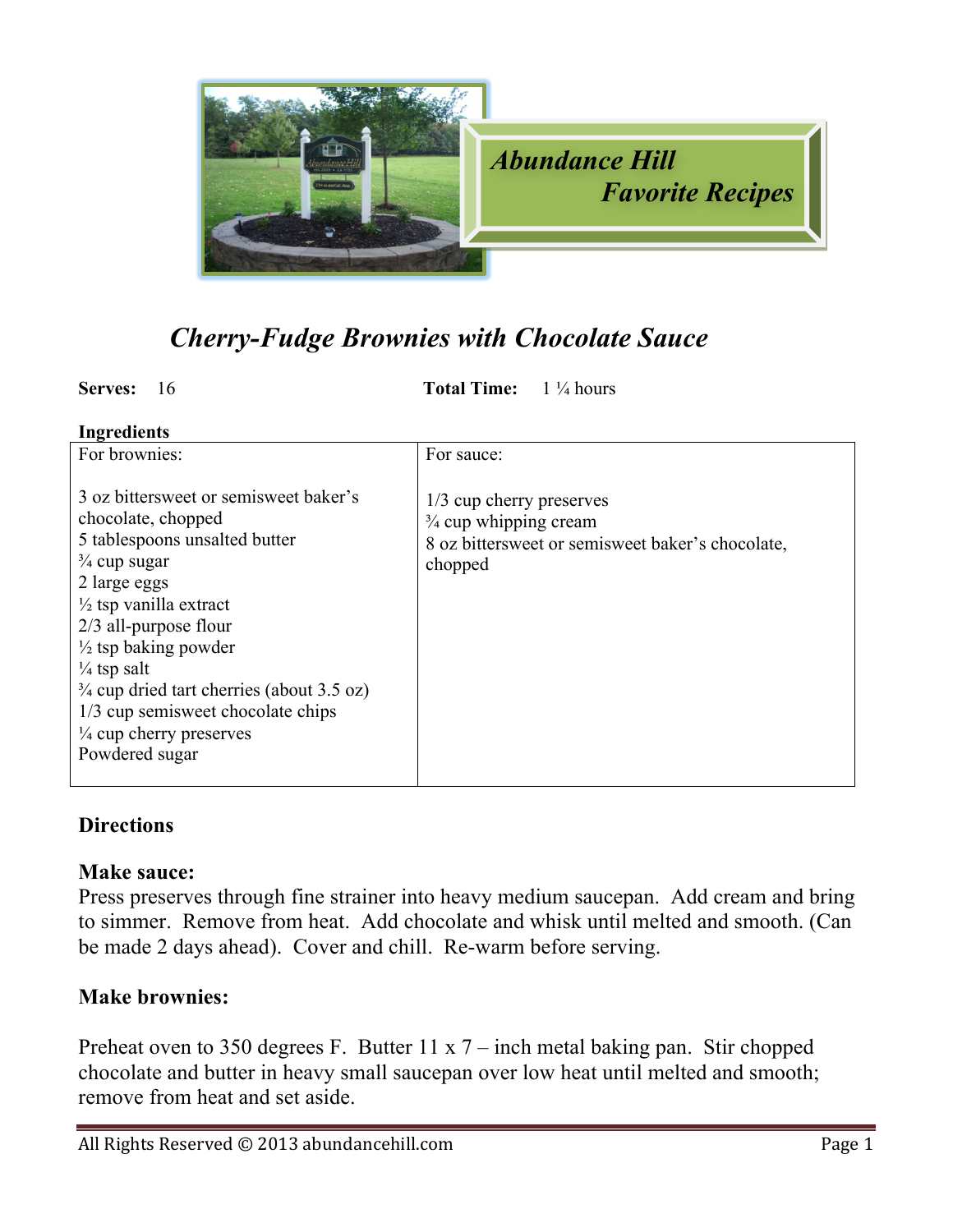# Abundance Hill Favorite Recipes

## *Cherry-Fudge Brownies with Chocolate Sauce*

**Serves:** 16 **Total Time:** 1 ¼ hours

**Ingredients**

| For brownies: | For sauce: |
|---|---|
| 3 oz bittersweet or semisweet baker's chocolate, chopped<br>5 tablespoons unsalted butter<br>¾ cup sugar<br>2 large eggs<br>½ tsp vanilla extract<br>2/3 all-purpose flour<br>½ tsp baking powder<br>¼ tsp salt<br>¾ cup dried tart cherries (about 3.5 oz)<br>1/3 cup semisweet chocolate chips<br>¼ cup cherry preserves<br>Powdered sugar | 1/3 cup cherry preserves<br>¾ cup whipping cream<br>8 oz bittersweet or semisweet baker's chocolate, chopped |

### Directions

**Make sauce:**

Press preserves through fine strainer into heavy medium saucepan. Add cream and bring to simmer. Remove from heat. Add chocolate and whisk until melted and smooth. (Can be made 2 days ahead). Cover and chill. Re-warm before serving.

**Make brownies:**

Preheat oven to 350 degrees F. Butter 11 x 7 – inch metal baking pan. Stir chopped chocolate and butter in heavy small saucepan over low heat until melted and smooth; remove from heat and set aside.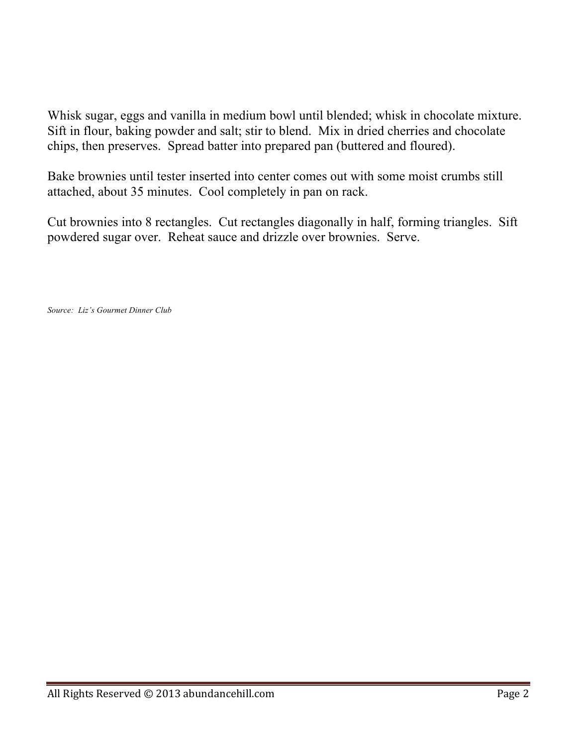Whisk sugar, eggs and vanilla in medium bowl until blended; whisk in chocolate mixture. Sift in flour, baking powder and salt; stir to blend. Mix in dried cherries and chocolate chips, then preserves. Spread batter into prepared pan (buttered and floured).

Bake brownies until tester inserted into center comes out with some moist crumbs still attached, about 35 minutes. Cool completely in pan on rack.

Cut brownies into 8 rectangles. Cut rectangles diagonally in half, forming triangles. Sift powdered sugar over. Reheat sauce and drizzle over brownies. Serve.

*Source: Liz's Gourmet Dinner Club*